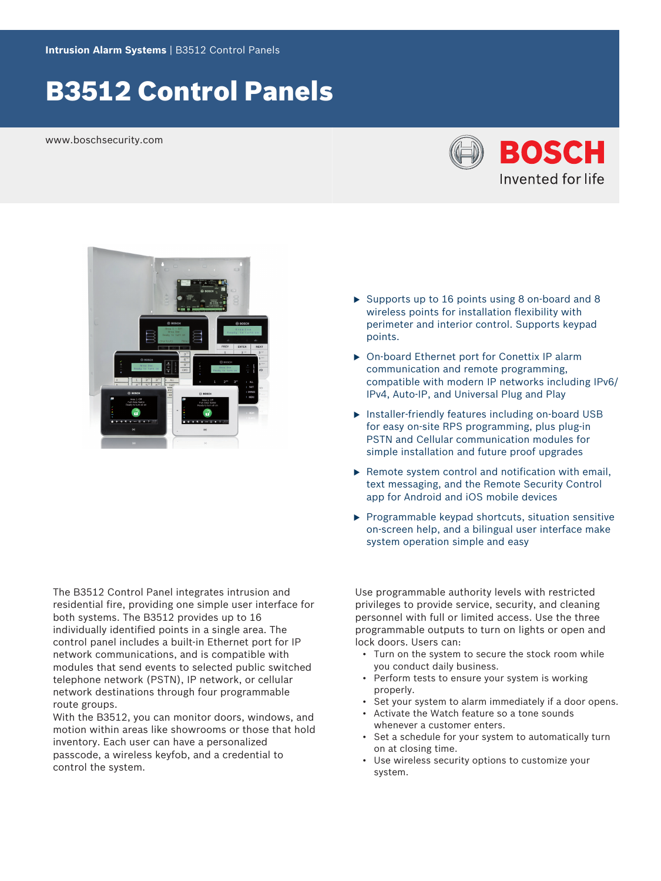**Intrusion Alarm Systems** | B3512 Control Panels

# B3512 Control Panels

www.boschsecurity.com

BOSCH
Invented for life

- Supports up to 16 points using 8 on-board and 8 wireless points for installation flexibility with perimeter and interior control. Supports keypad points.
- On-board Ethernet port for Conettix IP alarm communication and remote programming, compatible with modern IP networks including IPv6/IPv4, Auto-IP, and Universal Plug and Play
- Installer-friendly features including on-board USB for easy on-site RPS programming, plus plug-in PSTN and Cellular communication modules for simple installation and future proof upgrades
- Remote system control and notification with email, text messaging, and the Remote Security Control app for Android and iOS mobile devices
- Programmable keypad shortcuts, situation sensitive on-screen help, and a bilingual user interface make system operation simple and easy

The B3512 Control Panel integrates intrusion and residential fire, providing one simple user interface for both systems. The B3512 provides up to 16 individually identified points in a single area. The control panel includes a built-in Ethernet port for IP network communications, and is compatible with modules that send events to selected public switched telephone network (PSTN), IP network, or cellular network destinations through four programmable route groups.

With the B3512, you can monitor doors, windows, and motion within areas like showrooms or those that hold inventory. Each user can have a personalized passcode, a wireless keyfob, and a credential to control the system.

Use programmable authority levels with restricted privileges to provide service, security, and cleaning personnel with full or limited access. Use the three programmable outputs to turn on lights or open and lock doors. Users can:

- Turn on the system to secure the stock room while you conduct daily business.
- Perform tests to ensure your system is working properly.
- Set your system to alarm immediately if a door opens.
- Activate the Watch feature so a tone sounds whenever a customer enters.
- Set a schedule for your system to automatically turn on at closing time.
- Use wireless security options to customize your system.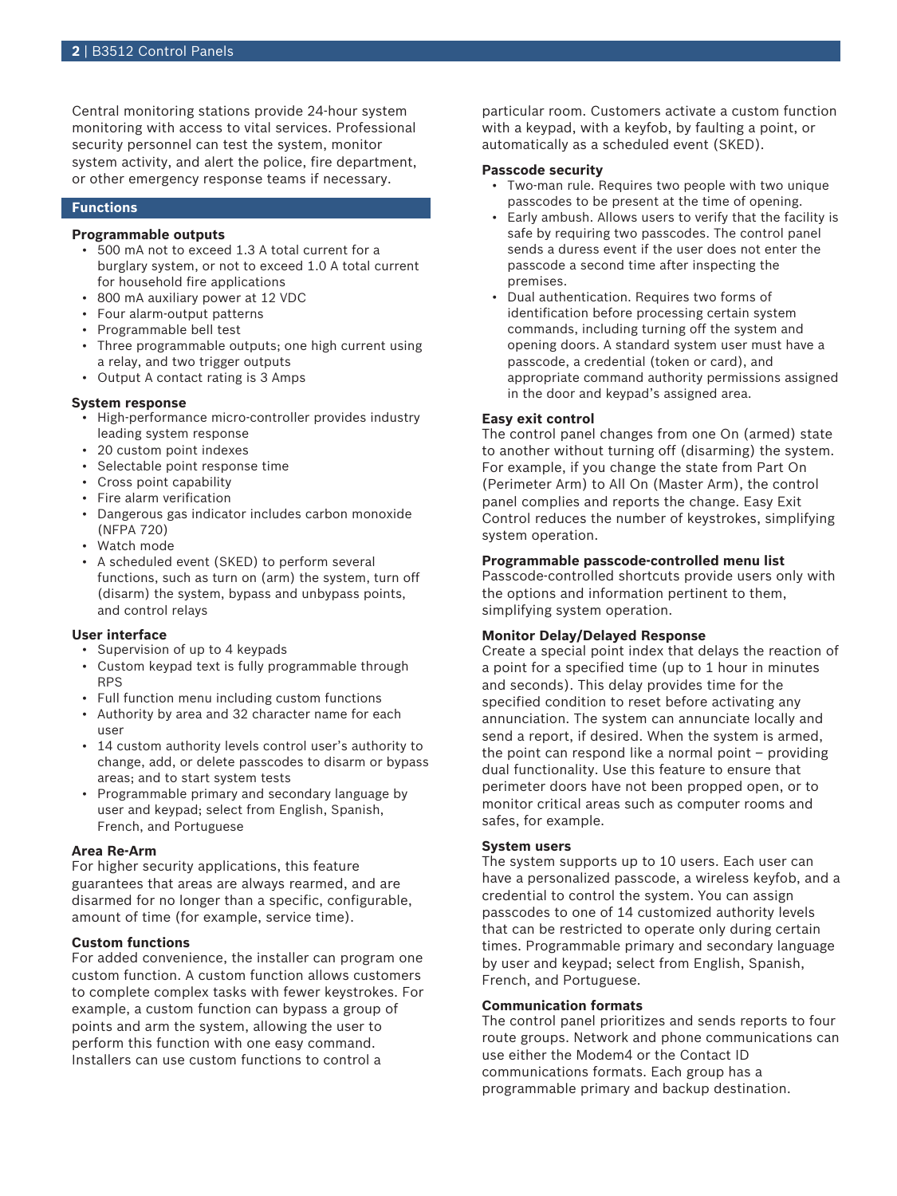Central monitoring stations provide 24-hour system monitoring with access to vital services. Professional security personnel can test the system, monitor system activity, and alert the police, fire department, or other emergency response teams if necessary.

## Functions

### Programmable outputs

- 500 mA not to exceed 1.3 A total current for a burglary system, or not to exceed 1.0 A total current for household fire applications
- 800 mA auxiliary power at 12 VDC
- Four alarm-output patterns
- Programmable bell test
- Three programmable outputs; one high current using a relay, and two trigger outputs
- Output A contact rating is 3 Amps

### System response

- High-performance micro-controller provides industry leading system response
- 20 custom point indexes
- Selectable point response time
- Cross point capability
- Fire alarm verification
- Dangerous gas indicator includes carbon monoxide (NFPA 720)
- Watch mode
- A scheduled event (SKED) to perform several functions, such as turn on (arm) the system, turn off (disarm) the system, bypass and unbypass points, and control relays

### User interface

- Supervision of up to 4 keypads
- Custom keypad text is fully programmable through RPS
- Full function menu including custom functions
- Authority by area and 32 character name for each user
- 14 custom authority levels control user's authority to change, add, or delete passcodes to disarm or bypass areas; and to start system tests
- Programmable primary and secondary language by user and keypad; select from English, Spanish, French, and Portuguese

### Area Re-Arm

For higher security applications, this feature guarantees that areas are always rearmed, and are disarmed for no longer than a specific, configurable, amount of time (for example, service time).

### Custom functions

For added convenience, the installer can program one custom function. A custom function allows customers to complete complex tasks with fewer keystrokes. For example, a custom function can bypass a group of points and arm the system, allowing the user to perform this function with one easy command. Installers can use custom functions to control a particular room. Customers activate a custom function with a keypad, with a keyfob, by faulting a point, or automatically as a scheduled event (SKED).

### Passcode security

- Two-man rule. Requires two people with two unique passcodes to be present at the time of opening.
- Early ambush. Allows users to verify that the facility is safe by requiring two passcodes. The control panel sends a duress event if the user does not enter the passcode a second time after inspecting the premises.
- Dual authentication. Requires two forms of identification before processing certain system commands, including turning off the system and opening doors. A standard system user must have a passcode, a credential (token or card), and appropriate command authority permissions assigned in the door and keypad's assigned area.

### Easy exit control

The control panel changes from one On (armed) state to another without turning off (disarming) the system. For example, if you change the state from Part On (Perimeter Arm) to All On (Master Arm), the control panel complies and reports the change. Easy Exit Control reduces the number of keystrokes, simplifying system operation.

### Programmable passcode-controlled menu list

Passcode-controlled shortcuts provide users only with the options and information pertinent to them, simplifying system operation.

### Monitor Delay/Delayed Response

Create a special point index that delays the reaction of a point for a specified time (up to 1 hour in minutes and seconds). This delay provides time for the specified condition to reset before activating any annunciation. The system can annunciate locally and send a report, if desired. When the system is armed, the point can respond like a normal point – providing dual functionality. Use this feature to ensure that perimeter doors have not been propped open, or to monitor critical areas such as computer rooms and safes, for example.

### System users

The system supports up to 10 users. Each user can have a personalized passcode, a wireless keyfob, and a credential to control the system. You can assign passcodes to one of 14 customized authority levels that can be restricted to operate only during certain times. Programmable primary and secondary language by user and keypad; select from English, Spanish, French, and Portuguese.

### Communication formats

The control panel prioritizes and sends reports to four route groups. Network and phone communications can use either the Modem4 or the Contact ID communications formats. Each group has a programmable primary and backup destination.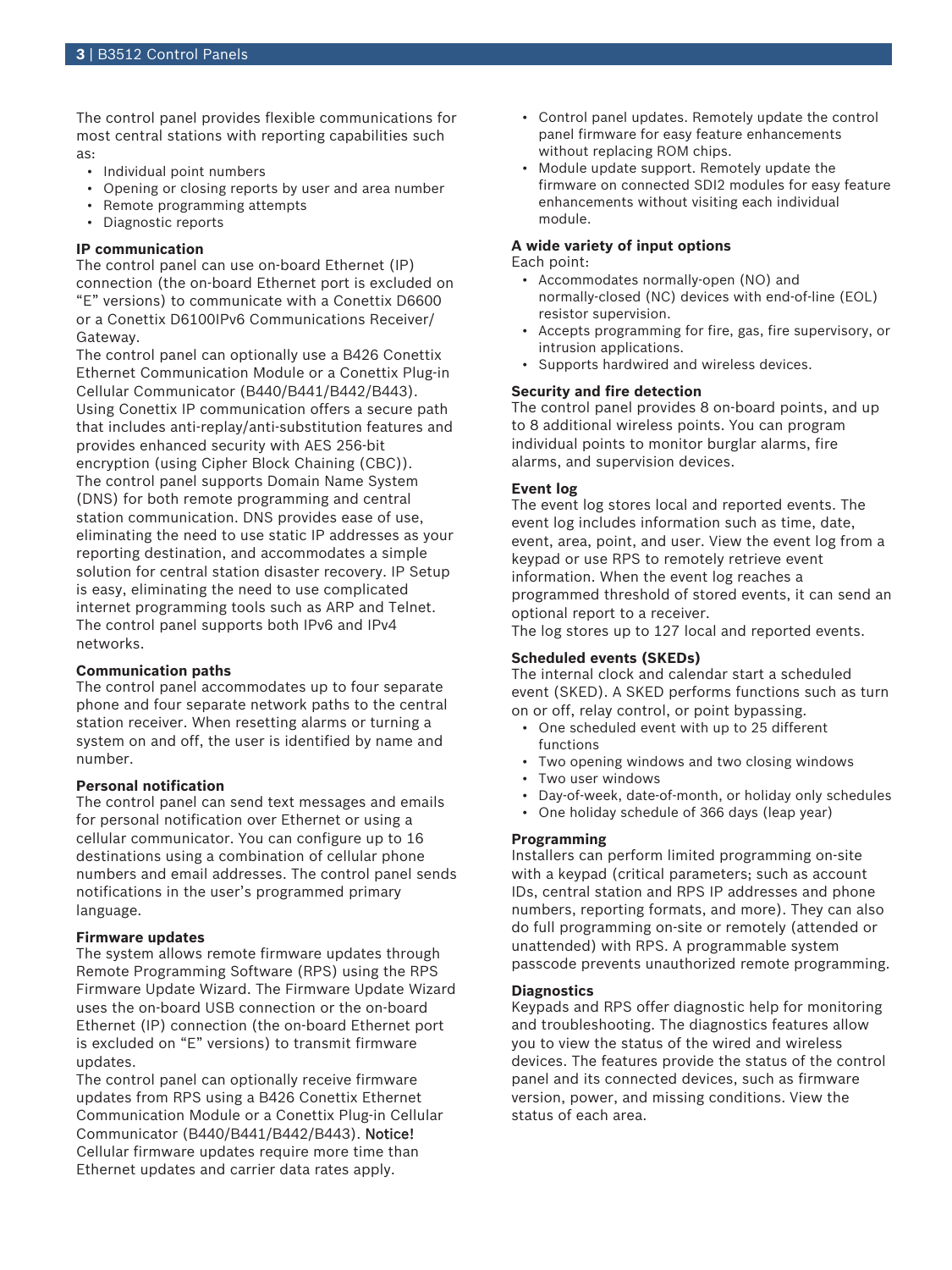The control panel provides flexible communications for most central stations with reporting capabilities such as:

- Individual point numbers
- Opening or closing reports by user and area number
- Remote programming attempts
- Diagnostic reports

**IP communication**

The control panel can use on-board Ethernet (IP) connection (the on-board Ethernet port is excluded on "E" versions) to communicate with a Conettix D6600 or a Conettix D6100IPv6 Communications Receiver/ Gateway.

The control panel can optionally use a B426 Conettix Ethernet Communication Module or a Conettix Plug-in Cellular Communicator (B440/B441/B442/B443). Using Conettix IP communication offers a secure path that includes anti-replay/anti-substitution features and provides enhanced security with AES 256-bit encryption (using Cipher Block Chaining (CBC)).

The control panel supports Domain Name System (DNS) for both remote programming and central station communication. DNS provides ease of use, eliminating the need to use static IP addresses as your reporting destination, and accommodates a simple solution for central station disaster recovery. IP Setup is easy, eliminating the need to use complicated internet programming tools such as ARP and Telnet. The control panel supports both IPv6 and IPv4 networks.

**Communication paths**

The control panel accommodates up to four separate phone and four separate network paths to the central station receiver. When resetting alarms or turning a system on and off, the user is identified by name and number.

**Personal notification**

The control panel can send text messages and emails for personal notification over Ethernet or using a cellular communicator. You can configure up to 16 destinations using a combination of cellular phone numbers and email addresses. The control panel sends notifications in the user's programmed primary language.

**Firmware updates**

The system allows remote firmware updates through Remote Programming Software (RPS) using the RPS Firmware Update Wizard. The Firmware Update Wizard uses the on-board USB connection or the on-board Ethernet (IP) connection (the on-board Ethernet port is excluded on "E" versions) to transmit firmware updates.

The control panel can optionally receive firmware updates from RPS using a B426 Conettix Ethernet Communication Module or a Conettix Plug-in Cellular Communicator (B440/B441/B442/B443). **Notice!** Cellular firmware updates require more time than Ethernet updates and carrier data rates apply.

- Control panel updates. Remotely update the control panel firmware for easy feature enhancements without replacing ROM chips.
- Module update support. Remotely update the firmware on connected SDI2 modules for easy feature enhancements without visiting each individual module.

**A wide variety of input options**

Each point:

- Accommodates normally-open (NO) and normally-closed (NC) devices with end-of-line (EOL) resistor supervision.
- Accepts programming for fire, gas, fire supervisory, or intrusion applications.
- Supports hardwired and wireless devices.

**Security and fire detection**

The control panel provides 8 on-board points, and up to 8 additional wireless points. You can program individual points to monitor burglar alarms, fire alarms, and supervision devices.

**Event log**

The event log stores local and reported events. The event log includes information such as time, date, event, area, point, and user. View the event log from a keypad or use RPS to remotely retrieve event information. When the event log reaches a programmed threshold of stored events, it can send an optional report to a receiver.

The log stores up to 127 local and reported events.

**Scheduled events (SKEDs)**

The internal clock and calendar start a scheduled event (SKED). A SKED performs functions such as turn on or off, relay control, or point bypassing.

- One scheduled event with up to 25 different functions
- Two opening windows and two closing windows
- Two user windows
- Day-of-week, date-of-month, or holiday only schedules
- One holiday schedule of 366 days (leap year)

**Programming**

Installers can perform limited programming on-site with a keypad (critical parameters; such as account IDs, central station and RPS IP addresses and phone numbers, reporting formats, and more). They can also do full programming on-site or remotely (attended or unattended) with RPS. A programmable system passcode prevents unauthorized remote programming.

**Diagnostics**

Keypads and RPS offer diagnostic help for monitoring and troubleshooting. The diagnostics features allow you to view the status of the wired and wireless devices. The features provide the status of the control panel and its connected devices, such as firmware version, power, and missing conditions. View the status of each area.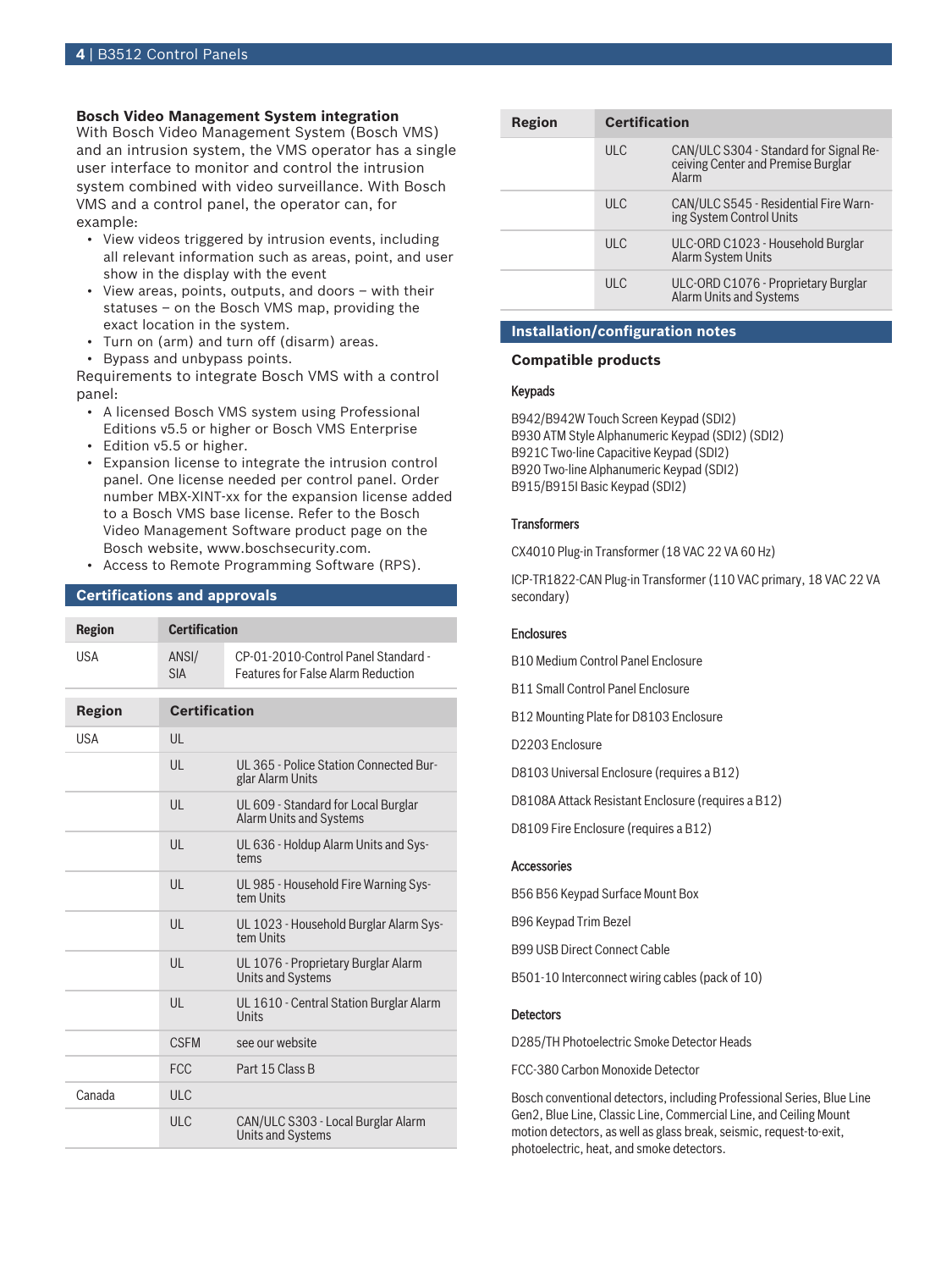### Bosch Video Management System integration

With Bosch Video Management System (Bosch VMS) and an intrusion system, the VMS operator has a single user interface to monitor and control the intrusion system combined with video surveillance. With Bosch VMS and a control panel, the operator can, for example:

- View videos triggered by intrusion events, including all relevant information such as areas, point, and user show in the display with the event
- View areas, points, outputs, and doors – with their statuses – on the Bosch VMS map, providing the exact location in the system.
- Turn on (arm) and turn off (disarm) areas.
- Bypass and unbypass points.

Requirements to integrate Bosch VMS with a control panel:

- A licensed Bosch VMS system using Professional Editions v5.5 or higher or Bosch VMS Enterprise
- Edition v5.5 or higher.
- Expansion license to integrate the intrusion control panel. One license needed per control panel. Order number MBX-XINT-xx for the expansion license added to a Bosch VMS base license. Refer to the Bosch Video Management Software product page on the Bosch website, www.boschsecurity.com.
- Access to Remote Programming Software (RPS).

## Certifications and approvals

| Region | Certification | |
|---|---|---|
| USA | ANSI/ SIA | CP-01-2010-Control Panel Standard - Features for False Alarm Reduction |

| Region | Certification | |
|---|---|---|
| USA | UL | |
| | UL | UL 365 - Police Station Connected Burglar Alarm Units |
| | UL | UL 609 - Standard for Local Burglar Alarm Units and Systems |
| | UL | UL 636 - Holdup Alarm Units and Systems |
| | UL | UL 985 - Household Fire Warning System Units |
| | UL | UL 1023 - Household Burglar Alarm System Units |
| | UL | UL 1076 - Proprietary Burglar Alarm Units and Systems |
| | UL | UL 1610 - Central Station Burglar Alarm Units |
| | CSFM | see our website |
| | FCC | Part 15 Class B |
| Canada | ULC | |
| | ULC | CAN/ULC S303 - Local Burglar Alarm Units and Systems |
| | ULC | CAN/ULC S304 - Standard for Signal Receiving Center and Premise Burglar Alarm |
| | ULC | CAN/ULC S545 - Residential Fire Warning System Control Units |
| | ULC | ULC-ORD C1023 - Household Burglar Alarm System Units |
| | ULC | ULC-ORD C1076 - Proprietary Burglar Alarm Units and Systems |

## Installation/configuration notes

### Compatible products

#### Keypads

B942/B942W Touch Screen Keypad (SDI2)
B930 ATM Style Alphanumeric Keypad (SDI2) (SDI2)
B921C Two-line Capacitive Keypad (SDI2)
B920 Two-line Alphanumeric Keypad (SDI2)
B915/B915I Basic Keypad (SDI2)

#### Transformers

CX4010 Plug-in Transformer (18 VAC 22 VA 60 Hz)

ICP-TR1822-CAN Plug-in Transformer (110 VAC primary, 18 VAC 22 VA secondary)

#### Enclosures

B10 Medium Control Panel Enclosure

B11 Small Control Panel Enclosure

B12 Mounting Plate for D8103 Enclosure

D2203 Enclosure

D8103 Universal Enclosure (requires a B12)

D8108A Attack Resistant Enclosure (requires a B12)

D8109 Fire Enclosure (requires a B12)

#### Accessories

B56 B56 Keypad Surface Mount Box

B96 Keypad Trim Bezel

B99 USB Direct Connect Cable

B501-10 Interconnect wiring cables (pack of 10)

#### Detectors

D285/TH Photoelectric Smoke Detector Heads

FCC-380 Carbon Monoxide Detector

Bosch conventional detectors, including Professional Series, Blue Line Gen2, Blue Line, Classic Line, Commercial Line, and Ceiling Mount motion detectors, as well as glass break, seismic, request-to-exit, photoelectric, heat, and smoke detectors.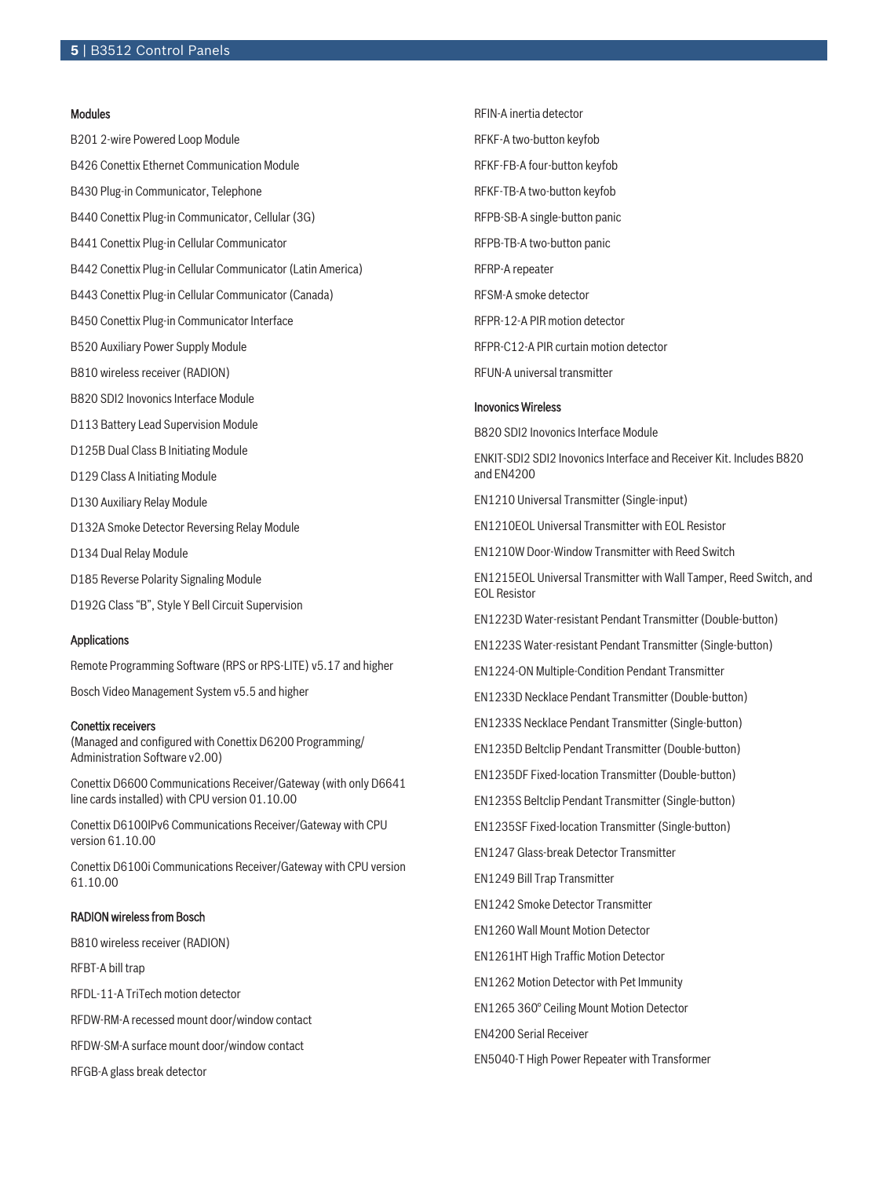### Modules

B201 2-wire Powered Loop Module

B426 Conettix Ethernet Communication Module

B430 Plug-in Communicator, Telephone

B440 Conettix Plug-in Communicator, Cellular (3G)

B441 Conettix Plug-in Cellular Communicator

B442 Conettix Plug-in Cellular Communicator (Latin America)

B443 Conettix Plug-in Cellular Communicator (Canada)

B450 Conettix Plug-in Communicator Interface

B520 Auxiliary Power Supply Module

B810 wireless receiver (RADION)

B820 SDI2 Inovonics Interface Module

D113 Battery Lead Supervision Module

D125B Dual Class B Initiating Module

D129 Class A Initiating Module

D130 Auxiliary Relay Module

D132A Smoke Detector Reversing Relay Module

D134 Dual Relay Module

D185 Reverse Polarity Signaling Module

D192G Class “B”, Style Y Bell Circuit Supervision

### Applications

Remote Programming Software (RPS or RPS-LITE) v5.17 and higher

Bosch Video Management System v5.5 and higher

### Conettix receivers

(Managed and configured with Conettix D6200 Programming/ Administration Software v2.00)

Conettix D6600 Communications Receiver/Gateway (with only D6641 line cards installed) with CPU version 01.10.00

Conettix D6100IPv6 Communications Receiver/Gateway with CPU version 61.10.00

Conettix D6100i Communications Receiver/Gateway with CPU version 61.10.00

### RADION wireless from Bosch

B810 wireless receiver (RADION)

RFBT-A bill trap

RFDL-11-A TriTech motion detector

RFDW-RM-A recessed mount door/window contact

RFDW-SM-A surface mount door/window contact

RFGB-A glass break detector

RFIN-A inertia detector

RFKF-A two-button keyfob

RFKF-FB-A four-button keyfob

RFKF-TB-A two-button keyfob

RFPB-SB-A single-button panic

RFPB-TB-A two-button panic

RFRP-A repeater

RFSM-A smoke detector

RFPR-12-A PIR motion detector

RFPR-C12-A PIR curtain motion detector

RFUN-A universal transmitter

### Inovonics Wireless

B820 SDI2 Inovonics Interface Module

ENKIT-SDI2 SDI2 Inovonics Interface and Receiver Kit. Includes B820 and EN4200

EN1210 Universal Transmitter (Single-input)

EN1210EOL Universal Transmitter with EOL Resistor

EN1210W Door-Window Transmitter with Reed Switch

EN1215EOL Universal Transmitter with Wall Tamper, Reed Switch, and EOL Resistor

EN1223D Water-resistant Pendant Transmitter (Double-button)

EN1223S Water-resistant Pendant Transmitter (Single-button)

EN1224-ON Multiple-Condition Pendant Transmitter

EN1233D Necklace Pendant Transmitter (Double-button)

EN1233S Necklace Pendant Transmitter (Single-button)

EN1235D Beltclip Pendant Transmitter (Double-button)

EN1235DF Fixed-location Transmitter (Double-button)

EN1235S Beltclip Pendant Transmitter (Single-button)

EN1235SF Fixed-location Transmitter (Single-button)

EN1247 Glass-break Detector Transmitter

EN1249 Bill Trap Transmitter

EN1242 Smoke Detector Transmitter

EN1260 Wall Mount Motion Detector

EN1261HT High Traffic Motion Detector

EN1262 Motion Detector with Pet Immunity

EN1265 360° Ceiling Mount Motion Detector

EN4200 Serial Receiver

EN5040-T High Power Repeater with Transformer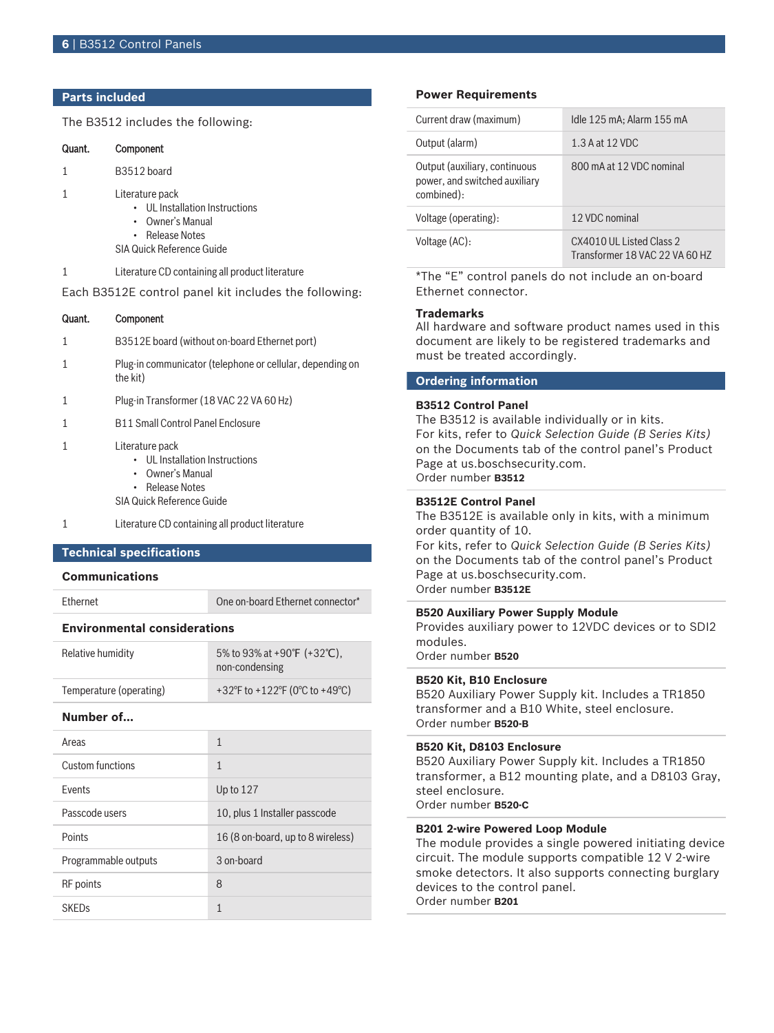## Parts included

The B3512 includes the following:

| Quant. | Component |
|---|---|
| 1 | B3512 board |
| 1 | Literature pack<br>• UL Installation Instructions<br>• Owner's Manual<br>• Release Notes<br>SIA Quick Reference Guide |
| 1 | Literature CD containing all product literature |

Each B3512E control panel kit includes the following:

| Quant. | Component |
|---|---|
| 1 | B3512E board (without on-board Ethernet port) |
| 1 | Plug-in communicator (telephone or cellular, depending on the kit) |
| 1 | Plug-in Transformer (18 VAC 22 VA 60 Hz) |
| 1 | B11 Small Control Panel Enclosure |
| 1 | Literature pack<br>• UL Installation Instructions<br>• Owner's Manual<br>• Release Notes<br>SIA Quick Reference Guide |
| 1 | Literature CD containing all product literature |

## Technical specifications

### Communications

| | |
|---|---|
| Ethernet | One on-board Ethernet connector* |

### Environmental considerations

| | |
|---|---|
| Relative humidity | 5% to 93% at +90°F (+32°C), non-condensing |
| Temperature (operating) | +32°F to +122°F (0°C to +49°C) |

### Number of...

| | |
|---|---|
| Areas | 1 |
| Custom functions | 1 |
| Events | Up to 127 |
| Passcode users | 10, plus 1 Installer passcode |
| Points | 16 (8 on-board, up to 8 wireless) |
| Programmable outputs | 3 on-board |
| RF points | 8 |
| SKEDs | 1 |

### Power Requirements

| | |
|---|---|
| Current draw (maximum) | Idle 125 mA; Alarm 155 mA |
| Output (alarm) | 1.3 A at 12 VDC |
| Output (auxiliary, continuous power, and switched auxiliary combined): | 800 mA at 12 VDC nominal |
| Voltage (operating): | 12 VDC nominal |
| Voltage (AC): | CX4010 UL Listed Class 2 Transformer 18 VAC 22 VA 60 HZ |

*The "E" control panels do not include an on-board Ethernet connector.

### Trademarks

All hardware and software product names used in this document are likely to be registered trademarks and must be treated accordingly.

## Ordering information

**B3512 Control Panel**
The B3512 is available individually or in kits.
For kits, refer to *Quick Selection Guide (B Series Kits)* on the Documents tab of the control panel's Product Page at us.boschsecurity.com.
Order number **B3512**

**B3512E Control Panel**
The B3512E is available only in kits, with a minimum order quantity of 10.
For kits, refer to *Quick Selection Guide (B Series Kits)* on the Documents tab of the control panel's Product Page at us.boschsecurity.com.
Order number **B3512E**

**B520 Auxiliary Power Supply Module**
Provides auxiliary power to 12VDC devices or to SDI2 modules.
Order number **B520**

**B520 Kit, B10 Enclosure**
B520 Auxiliary Power Supply kit. Includes a TR1850 transformer and a B10 White, steel enclosure.
Order number **B520-B**

**B520 Kit, D8103 Enclosure**
B520 Auxiliary Power Supply kit. Includes a TR1850 transformer, a B12 mounting plate, and a D8103 Gray, steel enclosure.
Order number **B520-C**

**B201 2-wire Powered Loop Module**
The module provides a single powered initiating device circuit. The module supports compatible 12 V 2-wire smoke detectors. It also supports connecting burglary devices to the control panel.
Order number **B201**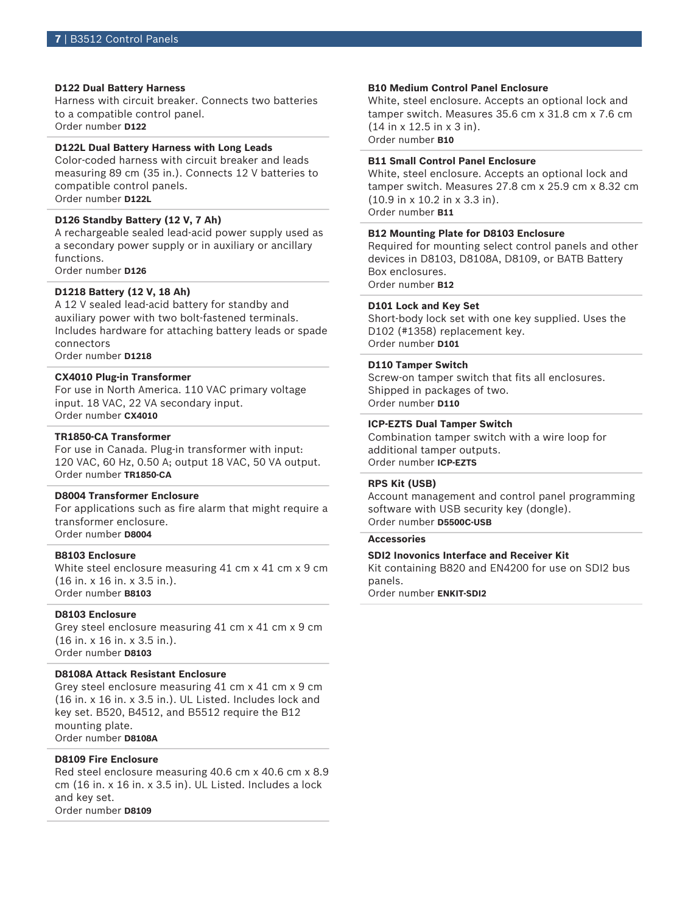**D122 Dual Battery Harness**
Harness with circuit breaker. Connects two batteries to a compatible control panel.
Order number **D122**

**D122L Dual Battery Harness with Long Leads**
Color-coded harness with circuit breaker and leads measuring 89 cm (35 in.). Connects 12 V batteries to compatible control panels.
Order number **D122L**

**D126 Standby Battery (12 V, 7 Ah)**
A rechargeable sealed lead-acid power supply used as a secondary power supply or in auxiliary or ancillary functions.
Order number **D126**

**D1218 Battery (12 V, 18 Ah)**
A 12 V sealed lead-acid battery for standby and auxiliary power with two bolt-fastened terminals. Includes hardware for attaching battery leads or spade connectors
Order number **D1218**

**CX4010 Plug-in Transformer**
For use in North America. 110 VAC primary voltage input. 18 VAC, 22 VA secondary input.
Order number **CX4010**

**TR1850-CA Transformer**
For use in Canada. Plug-in transformer with input: 120 VAC, 60 Hz, 0.50 A; output 18 VAC, 50 VA output.
Order number **TR1850-CA**

**D8004 Transformer Enclosure**
For applications such as fire alarm that might require a transformer enclosure.
Order number **D8004**

**B8103 Enclosure**
White steel enclosure measuring 41 cm x 41 cm x 9 cm (16 in. x 16 in. x 3.5 in.).
Order number **B8103**

**D8103 Enclosure**
Grey steel enclosure measuring 41 cm x 41 cm x 9 cm (16 in. x 16 in. x 3.5 in.).
Order number **D8103**

**D8108A Attack Resistant Enclosure**
Grey steel enclosure measuring 41 cm x 41 cm x 9 cm (16 in. x 16 in. x 3.5 in.). UL Listed. Includes lock and key set. B520, B4512, and B5512 require the B12 mounting plate.
Order number **D8108A**

**D8109 Fire Enclosure**
Red steel enclosure measuring 40.6 cm x 40.6 cm x 8.9 cm (16 in. x 16 in. x 3.5 in). UL Listed. Includes a lock and key set.
Order number **D8109**

**B10 Medium Control Panel Enclosure**
White, steel enclosure. Accepts an optional lock and tamper switch. Measures 35.6 cm x 31.8 cm x 7.6 cm (14 in x 12.5 in x 3 in).
Order number **B10**

**B11 Small Control Panel Enclosure**
White, steel enclosure. Accepts an optional lock and tamper switch. Measures 27.8 cm x 25.9 cm x 8.32 cm (10.9 in x 10.2 in x 3.3 in).
Order number **B11**

**B12 Mounting Plate for D8103 Enclosure**
Required for mounting select control panels and other devices in D8103, D8108A, D8109, or BATB Battery Box enclosures.
Order number **B12**

**D101 Lock and Key Set**
Short-body lock set with one key supplied. Uses the D102 (#1358) replacement key.
Order number **D101**

**D110 Tamper Switch**
Screw-on tamper switch that fits all enclosures. Shipped in packages of two.
Order number **D110**

**ICP-EZTS Dual Tamper Switch**
Combination tamper switch with a wire loop for additional tamper outputs.
Order number **ICP-EZTS**

**RPS Kit (USB)**
Account management and control panel programming software with USB security key (dongle).
Order number **D5500C-USB**

**Accessories**

**SDI2 Inovonics Interface and Receiver Kit**
Kit containing B820 and EN4200 for use on SDI2 bus panels.
Order number **ENKIT-SDI2**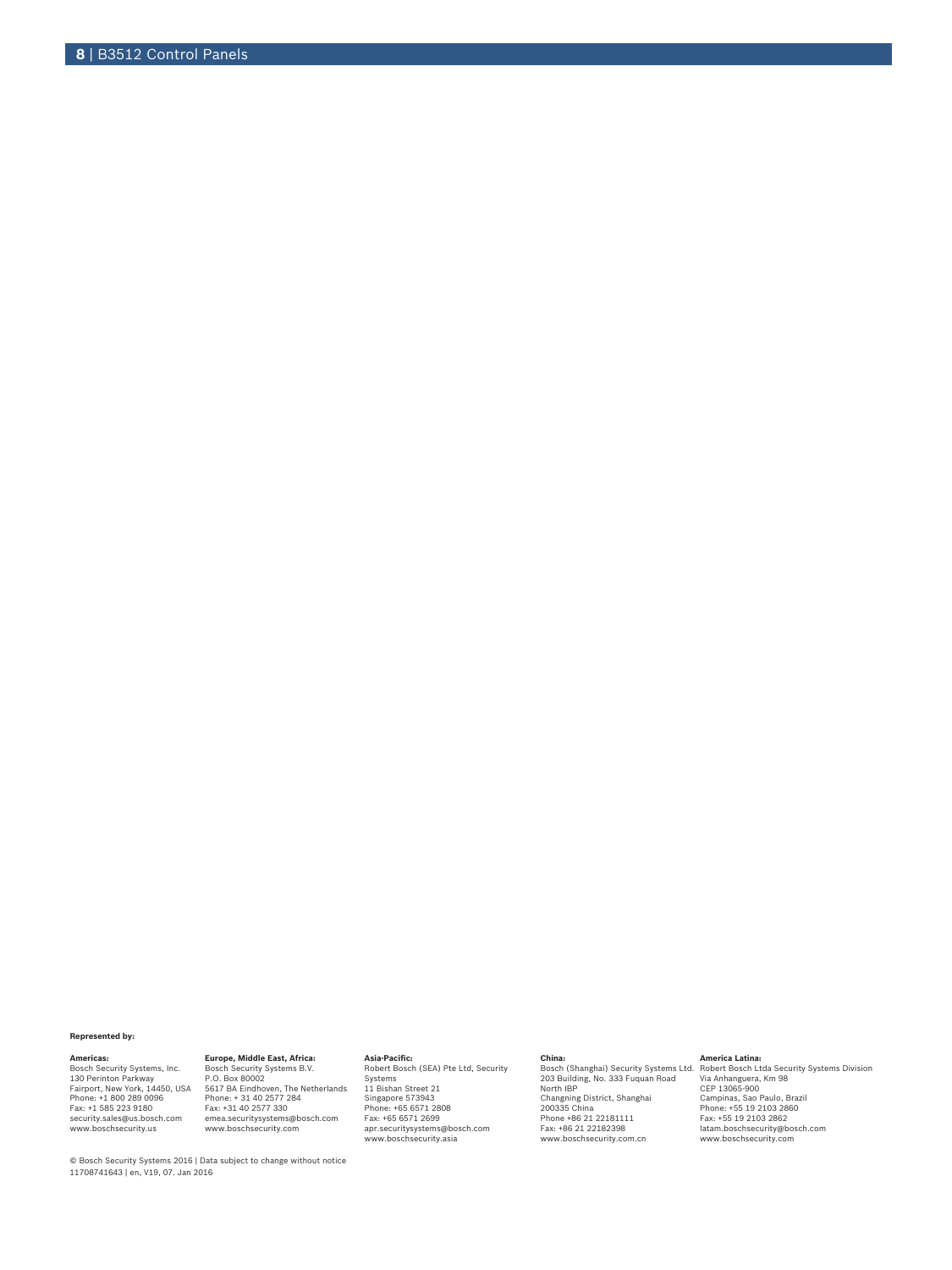**Represented by:**

**Americas:**
Bosch Security Systems, Inc.
130 Perinton Parkway
Fairport, New York, 14450, USA
Phone: +1 800 289 0096
Fax: +1 585 223 9180
security.sales@us.bosch.com
www.boschsecurity.us

**Europe, Middle East, Africa:**
Bosch Security Systems B.V.
P.O. Box 80002
5617 BA Eindhoven, The Netherlands
Phone: + 31 40 2577 284
Fax: +31 40 2577 330
emea.securitysystems@bosch.com
www.boschsecurity.com

**Asia-Pacific:**
Robert Bosch (SEA) Pte Ltd, Security Systems
11 Bishan Street 21
Singapore 573943
Phone: +65 6571 2808
Fax: +65 6571 2699
apr.securitysystems@bosch.com
www.boschsecurity.asia

**China:**
Bosch (Shanghai) Security Systems Ltd.
203 Building, No. 333 Fuquan Road
North IBP
Changning District, Shanghai
200335 China
Phone +86 21 22181111
Fax: +86 21 22182398
www.boschsecurity.com.cn

**America Latina:**
Robert Bosch Ltda Security Systems Division
Via Anhanguera, Km 98
CEP 13065-900
Campinas, Sao Paulo, Brazil
Phone: +55 19 2103 2860
Fax: +55 19 2103 2862
latam.boschsecurity@bosch.com
www.boschsecurity.com

© Bosch Security Systems 2016 | Data subject to change without notice
11708741643 | en, V19, 07. Jan 2016